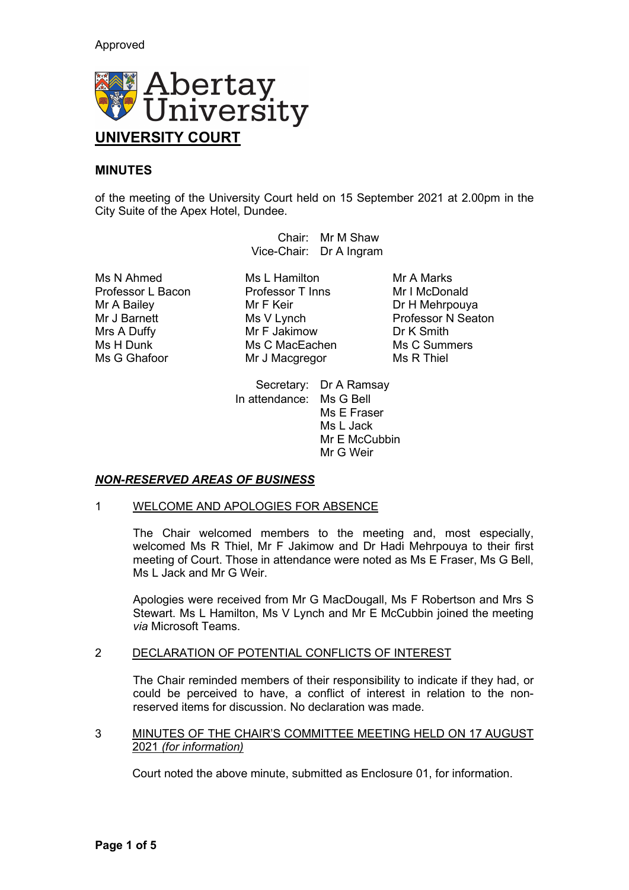Approved

Abertay University

# UNIVERSITY COURT

## MINUTES

of the meeting of the University Court held on 15 September 2021 at 2.00pm in the City Suite of the Apex Hotel, Dundee.

Chair: Mr M Shaw
Vice-Chair: Dr A Ingram

Ms N Ahmed
Professor L Bacon
Mr A Bailey
Mr J Barnett
Mrs A Duffy
Ms H Dunk
Ms G Ghafoor
Ms L Hamilton
Professor T Inns
Mr F Keir
Ms V Lynch
Mr F Jakimow
Ms C MacEachen
Mr J Macgregor
Mr A Marks
Mr I McDonald
Dr H Mehrpouya
Professor N Seaton
Dr K Smith
Ms C Summers
Ms R Thiel

Secretary: Dr A Ramsay
In attendance: Ms G Bell
Ms E Fraser
Ms L Jack
Mr E McCubbin
Mr G Weir

***NON-RESERVED AREAS OF BUSINESS***

1 WELCOME AND APOLOGIES FOR ABSENCE

The Chair welcomed members to the meeting and, most especially, welcomed Ms R Thiel, Mr F Jakimow and Dr Hadi Mehrpouya to their first meeting of Court. Those in attendance were noted as Ms E Fraser, Ms G Bell, Ms L Jack and Mr G Weir.

Apologies were received from Mr G MacDougall, Ms F Robertson and Mrs S Stewart. Ms L Hamilton, Ms V Lynch and Mr E McCubbin joined the meeting *via* Microsoft Teams.

2 DECLARATION OF POTENTIAL CONFLICTS OF INTEREST

The Chair reminded members of their responsibility to indicate if they had, or could be perceived to have, a conflict of interest in relation to the non-reserved items for discussion. No declaration was made.

3 MINUTES OF THE CHAIR'S COMMITTEE MEETING HELD ON 17 AUGUST 2021 *(for information)*

Court noted the above minute, submitted as Enclosure 01, for information.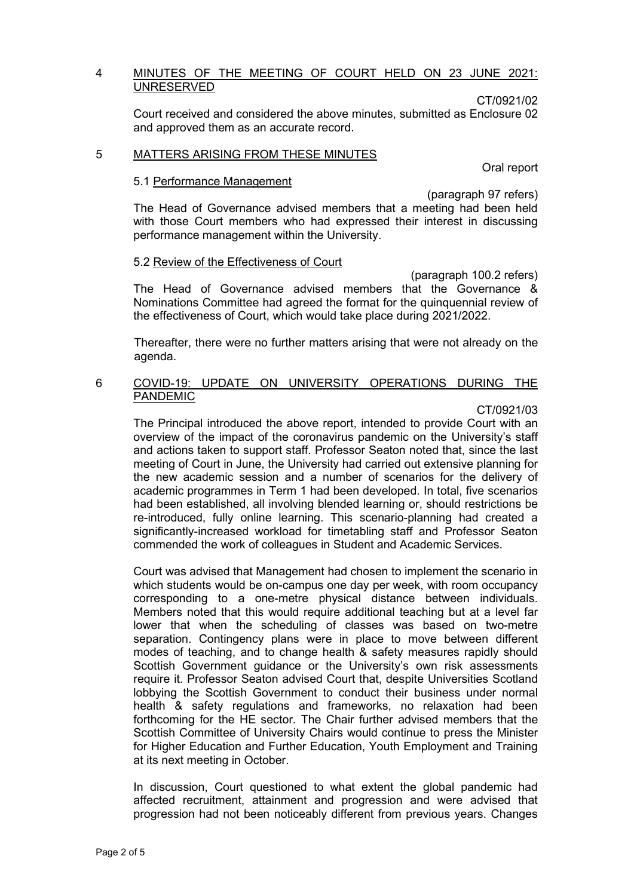## 4 MINUTES OF THE MEETING OF COURT HELD ON 23 JUNE 2021: UNRESERVED

CT/0921/02

Court received and considered the above minutes, submitted as Enclosure 02 and approved them as an accurate record.

## 5 MATTERS ARISING FROM THESE MINUTES

Oral report

### 5.1 Performance Management

(paragraph 97 refers)

The Head of Governance advised members that a meeting had been held with those Court members who had expressed their interest in discussing performance management within the University.

### 5.2 Review of the Effectiveness of Court

(paragraph 100.2 refers)

The Head of Governance advised members that the Governance & Nominations Committee had agreed the format for the quinquennial review of the effectiveness of Court, which would take place during 2021/2022.

Thereafter, there were no further matters arising that were not already on the agenda.

## 6 COVID-19: UPDATE ON UNIVERSITY OPERATIONS DURING THE PANDEMIC

CT/0921/03

The Principal introduced the above report, intended to provide Court with an overview of the impact of the coronavirus pandemic on the University's staff and actions taken to support staff. Professor Seaton noted that, since the last meeting of Court in June, the University had carried out extensive planning for the new academic session and a number of scenarios for the delivery of academic programmes in Term 1 had been developed. In total, five scenarios had been established, all involving blended learning or, should restrictions be re-introduced, fully online learning. This scenario-planning had created a significantly-increased workload for timetabling staff and Professor Seaton commended the work of colleagues in Student and Academic Services.

Court was advised that Management had chosen to implement the scenario in which students would be on-campus one day per week, with room occupancy corresponding to a one-metre physical distance between individuals. Members noted that this would require additional teaching but at a level far lower that when the scheduling of classes was based on two-metre separation. Contingency plans were in place to move between different modes of teaching, and to change health & safety measures rapidly should Scottish Government guidance or the University's own risk assessments require it. Professor Seaton advised Court that, despite Universities Scotland lobbying the Scottish Government to conduct their business under normal health & safety regulations and frameworks, no relaxation had been forthcoming for the HE sector. The Chair further advised members that the Scottish Committee of University Chairs would continue to press the Minister for Higher Education and Further Education, Youth Employment and Training at its next meeting in October.

In discussion, Court questioned to what extent the global pandemic had affected recruitment, attainment and progression and were advised that progression had not been noticeably different from previous years. Changes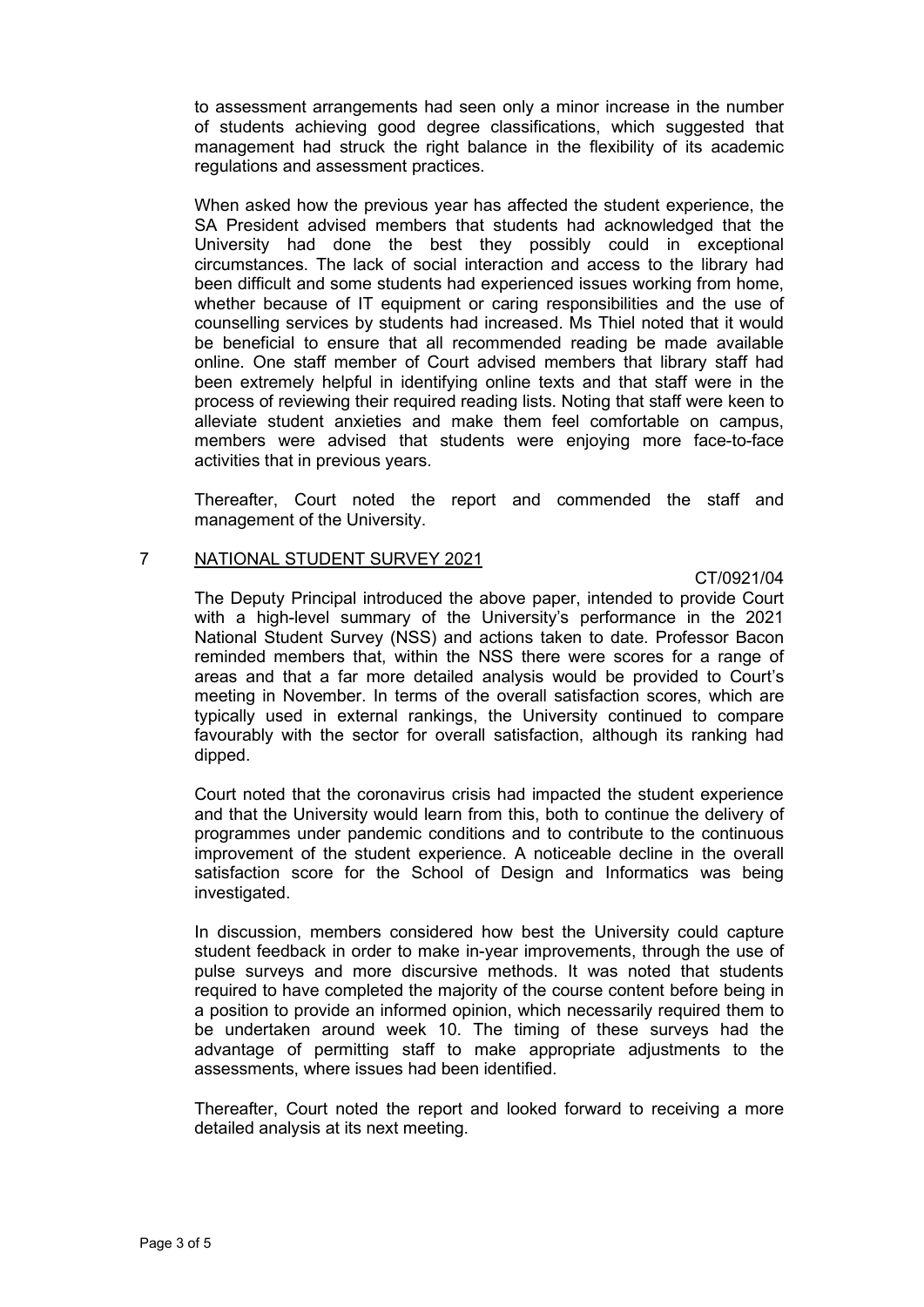to assessment arrangements had seen only a minor increase in the number of students achieving good degree classifications, which suggested that management had struck the right balance in the flexibility of its academic regulations and assessment practices.

When asked how the previous year has affected the student experience, the SA President advised members that students had acknowledged that the University had done the best they possibly could in exceptional circumstances. The lack of social interaction and access to the library had been difficult and some students had experienced issues working from home, whether because of IT equipment or caring responsibilities and the use of counselling services by students had increased. Ms Thiel noted that it would be beneficial to ensure that all recommended reading be made available online. One staff member of Court advised members that library staff had been extremely helpful in identifying online texts and that staff were in the process of reviewing their required reading lists. Noting that staff were keen to alleviate student anxieties and make them feel comfortable on campus, members were advised that students were enjoying more face-to-face activities that in previous years.

Thereafter, Court noted the report and commended the staff and management of the University.

## 7 NATIONAL STUDENT SURVEY 2021

CT/0921/04

The Deputy Principal introduced the above paper, intended to provide Court with a high-level summary of the University's performance in the 2021 National Student Survey (NSS) and actions taken to date. Professor Bacon reminded members that, within the NSS there were scores for a range of areas and that a far more detailed analysis would be provided to Court's meeting in November. In terms of the overall satisfaction scores, which are typically used in external rankings, the University continued to compare favourably with the sector for overall satisfaction, although its ranking had dipped.

Court noted that the coronavirus crisis had impacted the student experience and that the University would learn from this, both to continue the delivery of programmes under pandemic conditions and to contribute to the continuous improvement of the student experience. A noticeable decline in the overall satisfaction score for the School of Design and Informatics was being investigated.

In discussion, members considered how best the University could capture student feedback in order to make in-year improvements, through the use of pulse surveys and more discursive methods. It was noted that students required to have completed the majority of the course content before being in a position to provide an informed opinion, which necessarily required them to be undertaken around week 10. The timing of these surveys had the advantage of permitting staff to make appropriate adjustments to the assessments, where issues had been identified.

Thereafter, Court noted the report and looked forward to receiving a more detailed analysis at its next meeting.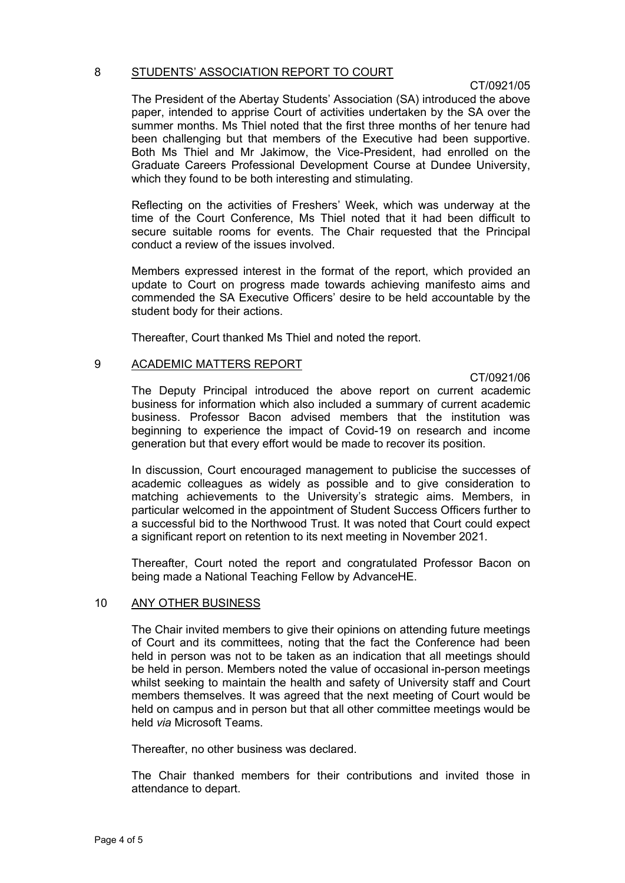## 8 STUDENTS' ASSOCIATION REPORT TO COURT

CT/0921/05

The President of the Abertay Students' Association (SA) introduced the above paper, intended to apprise Court of activities undertaken by the SA over the summer months. Ms Thiel noted that the first three months of her tenure had been challenging but that members of the Executive had been supportive. Both Ms Thiel and Mr Jakimow, the Vice-President, had enrolled on the Graduate Careers Professional Development Course at Dundee University, which they found to be both interesting and stimulating.

Reflecting on the activities of Freshers' Week, which was underway at the time of the Court Conference, Ms Thiel noted that it had been difficult to secure suitable rooms for events. The Chair requested that the Principal conduct a review of the issues involved.

Members expressed interest in the format of the report, which provided an update to Court on progress made towards achieving manifesto aims and commended the SA Executive Officers' desire to be held accountable by the student body for their actions.

Thereafter, Court thanked Ms Thiel and noted the report.

## 9 ACADEMIC MATTERS REPORT

CT/0921/06

The Deputy Principal introduced the above report on current academic business for information which also included a summary of current academic business. Professor Bacon advised members that the institution was beginning to experience the impact of Covid-19 on research and income generation but that every effort would be made to recover its position.

In discussion, Court encouraged management to publicise the successes of academic colleagues as widely as possible and to give consideration to matching achievements to the University's strategic aims. Members, in particular welcomed in the appointment of Student Success Officers further to a successful bid to the Northwood Trust. It was noted that Court could expect a significant report on retention to its next meeting in November 2021.

Thereafter, Court noted the report and congratulated Professor Bacon on being made a National Teaching Fellow by AdvanceHE.

## 10 ANY OTHER BUSINESS

The Chair invited members to give their opinions on attending future meetings of Court and its committees, noting that the fact the Conference had been held in person was not to be taken as an indication that all meetings should be held in person. Members noted the value of occasional in-person meetings whilst seeking to maintain the health and safety of University staff and Court members themselves. It was agreed that the next meeting of Court would be held on campus and in person but that all other committee meetings would be held *via* Microsoft Teams.

Thereafter, no other business was declared.

The Chair thanked members for their contributions and invited those in attendance to depart.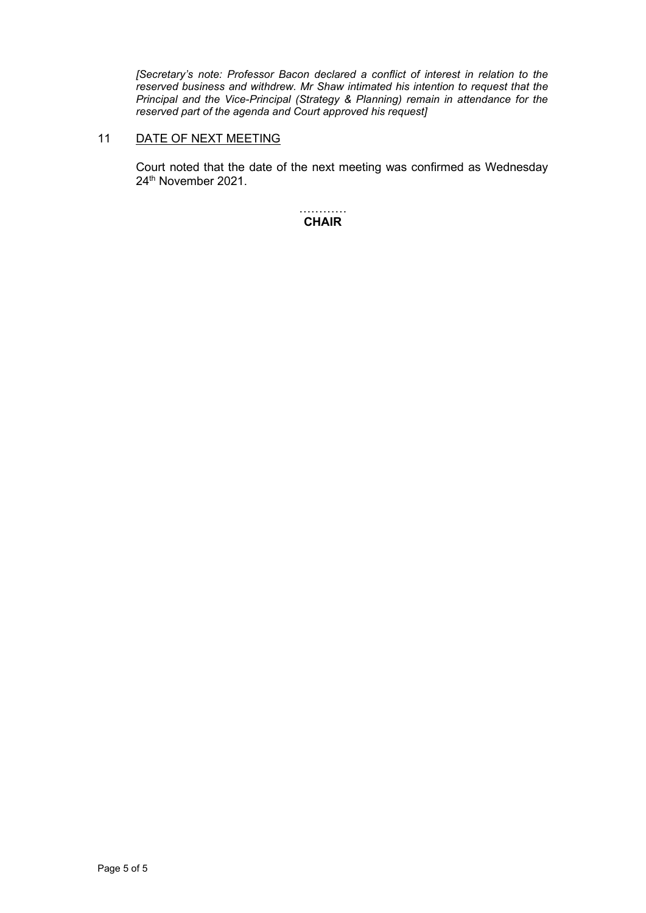*[Secretary's note: Professor Bacon declared a conflict of interest in relation to the reserved business and withdrew. Mr Shaw intimated his intention to request that the Principal and the Vice-Principal (Strategy & Planning) remain in attendance for the reserved part of the agenda and Court approved his request]*

## 11 DATE OF NEXT MEETING

Court noted that the date of the next meeting was confirmed as Wednesday 24th November 2021.

…………
**CHAIR**